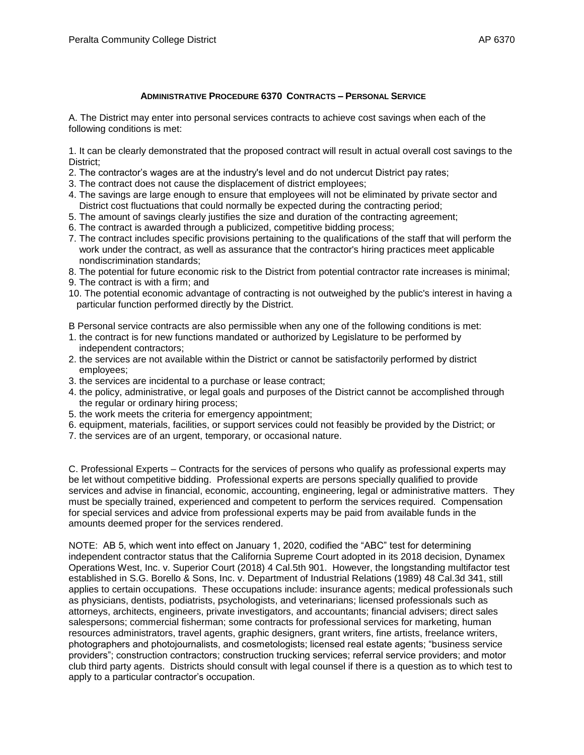## ADMINISTRATIVE PROCEDURE 6370 CONTRACTS – PERSONAL SERVICE

A. The District may enter into personal services contracts to achieve cost savings when each of the following conditions is met:

1. It can be clearly demonstrated that the proposed contract will result in actual overall cost savings to the District;
2. The contractor's wages are at the industry's level and do not undercut District pay rates;
3. The contract does not cause the displacement of district employees;
4. The savings are large enough to ensure that employees will not be eliminated by private sector and District cost fluctuations that could normally be expected during the contracting period;
5. The amount of savings clearly justifies the size and duration of the contracting agreement;
6. The contract is awarded through a publicized, competitive bidding process;
7. The contract includes specific provisions pertaining to the qualifications of the staff that will perform the work under the contract, as well as assurance that the contractor's hiring practices meet applicable nondiscrimination standards;
8. The potential for future economic risk to the District from potential contractor rate increases is minimal;
9. The contract is with a firm; and
10. The potential economic advantage of contracting is not outweighed by the public's interest in having a particular function performed directly by the District.

B Personal service contracts are also permissible when any one of the following conditions is met:

1. the contract is for new functions mandated or authorized by Legislature to be performed by independent contractors;
2. the services are not available within the District or cannot be satisfactorily performed by district employees;
3. the services are incidental to a purchase or lease contract;
4. the policy, administrative, or legal goals and purposes of the District cannot be accomplished through the regular or ordinary hiring process;
5. the work meets the criteria for emergency appointment;
6. equipment, materials, facilities, or support services could not feasibly be provided by the District; or
7. the services are of an urgent, temporary, or occasional nature.

C. Professional Experts – Contracts for the services of persons who qualify as professional experts may be let without competitive bidding. Professional experts are persons specially qualified to provide services and advise in financial, economic, accounting, engineering, legal or administrative matters. They must be specially trained, experienced and competent to perform the services required. Compensation for special services and advice from professional experts may be paid from available funds in the amounts deemed proper for the services rendered.

NOTE: AB 5, which went into effect on January 1, 2020, codified the "ABC" test for determining independent contractor status that the California Supreme Court adopted in its 2018 decision, Dynamex Operations West, Inc. v. Superior Court (2018) 4 Cal.5th 901. However, the longstanding multifactor test established in S.G. Borello & Sons, Inc. v. Department of Industrial Relations (1989) 48 Cal.3d 341, still applies to certain occupations. These occupations include: insurance agents; medical professionals such as physicians, dentists, podiatrists, psychologists, and veterinarians; licensed professionals such as attorneys, architects, engineers, private investigators, and accountants; financial advisers; direct sales salespersons; commercial fisherman; some contracts for professional services for marketing, human resources administrators, travel agents, graphic designers, grant writers, fine artists, freelance writers, photographers and photojournalists, and cosmetologists; licensed real estate agents; "business service providers"; construction contractors; construction trucking services; referral service providers; and motor club third party agents. Districts should consult with legal counsel if there is a question as to which test to apply to a particular contractor's occupation.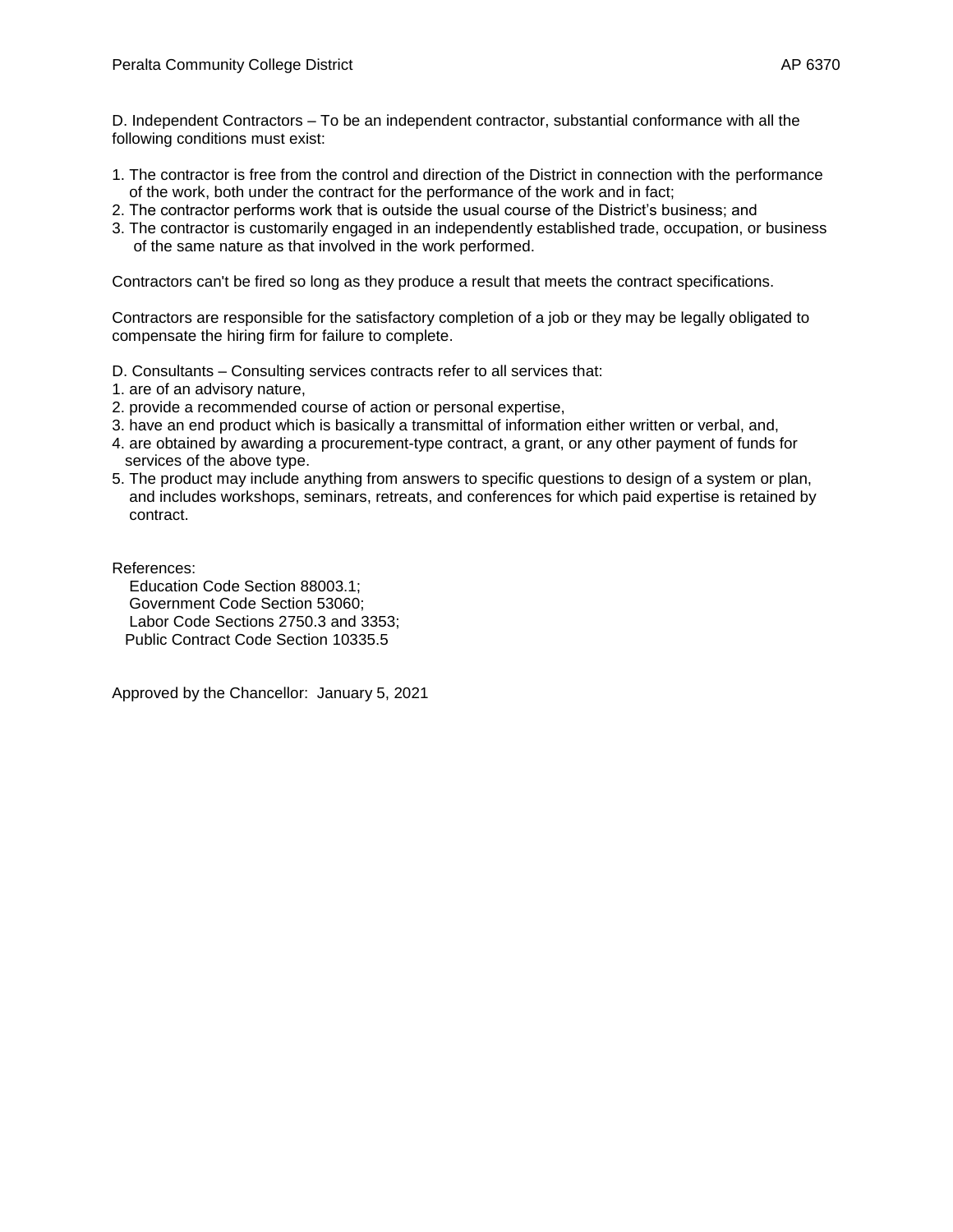D. Independent Contractors – To be an independent contractor, substantial conformance with all the following conditions must exist:

1. The contractor is free from the control and direction of the District in connection with the performance of the work, both under the contract for the performance of the work and in fact;
2. The contractor performs work that is outside the usual course of the District's business; and
3. The contractor is customarily engaged in an independently established trade, occupation, or business of the same nature as that involved in the work performed.

Contractors can't be fired so long as they produce a result that meets the contract specifications.

Contractors are responsible for the satisfactory completion of a job or they may be legally obligated to compensate the hiring firm for failure to complete.

D. Consultants – Consulting services contracts refer to all services that:

1. are of an advisory nature,
2. provide a recommended course of action or personal expertise,
3. have an end product which is basically a transmittal of information either written or verbal, and,
4. are obtained by awarding a procurement-type contract, a grant, or any other payment of funds for services of the above type.
5. The product may include anything from answers to specific questions to design of a system or plan, and includes workshops, seminars, retreats, and conferences for which paid expertise is retained by contract.

References:

Education Code Section 88003.1;
Government Code Section 53060;
Labor Code Sections 2750.3 and 3353;
Public Contract Code Section 10335.5

Approved by the Chancellor: January 5, 2021